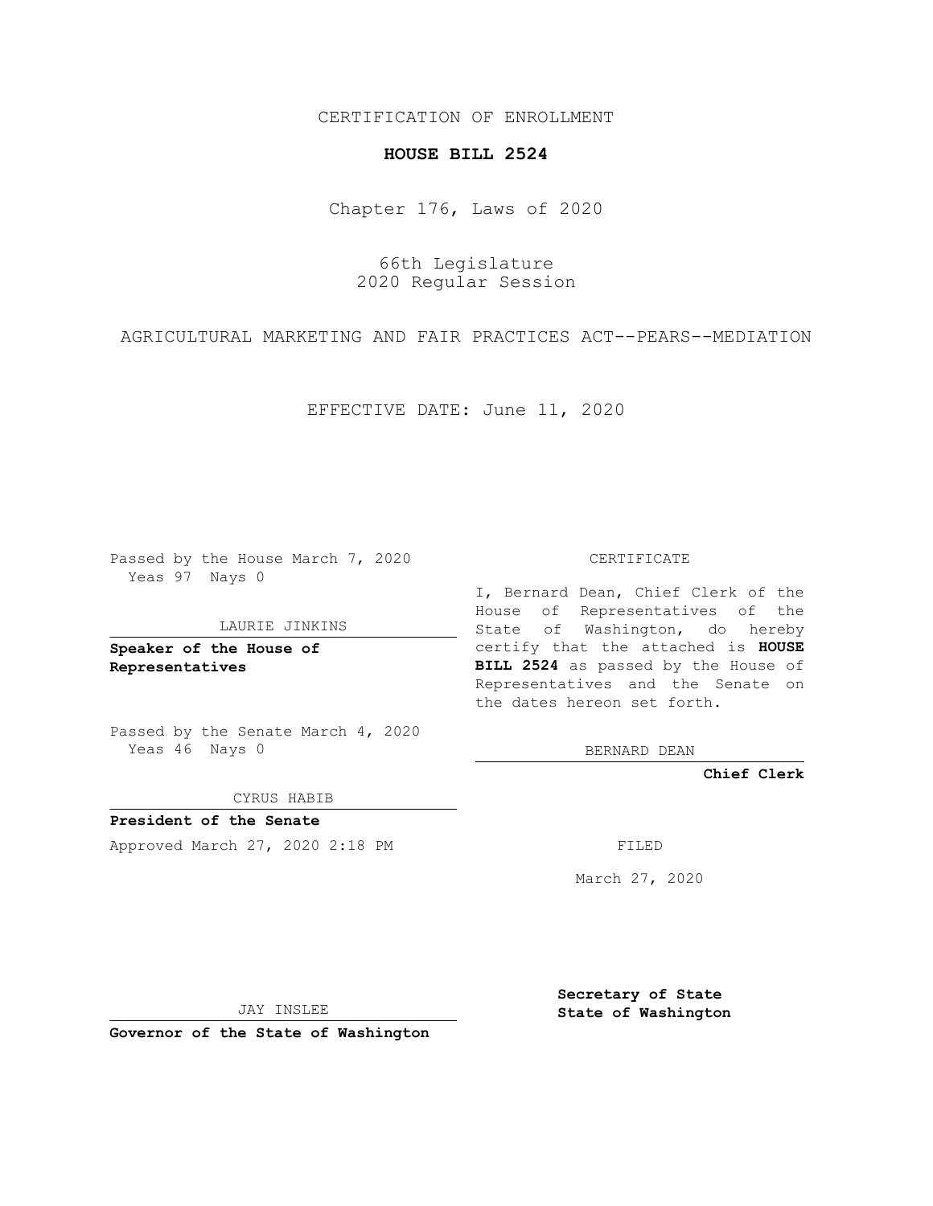CERTIFICATION OF ENROLLMENT

**HOUSE BILL 2524**

Chapter 176, Laws of 2020

66th Legislature
2020 Regular Session

AGRICULTURAL MARKETING AND FAIR PRACTICES ACT--PEARS--MEDIATION

EFFECTIVE DATE: June 11, 2020

Passed by the House March 7, 2020
Yeas 97 Nays 0

LAURIE JINKINS

**Speaker of the House of Representatives**

Passed by the Senate March 4, 2020
Yeas 46 Nays 0

CYRUS HABIB

**President of the Senate**

Approved March 27, 2020 2:18 PM

JAY INSLEE

**Governor of the State of Washington**

CERTIFICATE

I, Bernard Dean, Chief Clerk of the House of Representatives of the State of Washington, do hereby certify that the attached is **HOUSE BILL 2524** as passed by the House of Representatives and the Senate on the dates hereon set forth.

BERNARD DEAN

**Chief Clerk**

FILED

March 27, 2020

**Secretary of State State of Washington**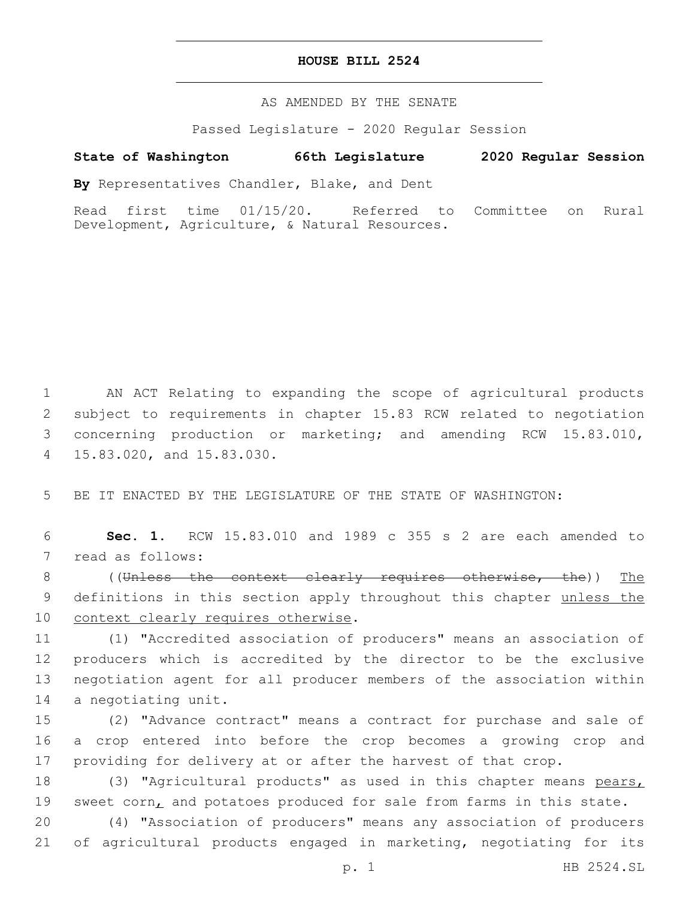# HOUSE BILL 2524

AS AMENDED BY THE SENATE

Passed Legislature - 2020 Regular Session

**State of Washington 66th Legislature 2020 Regular Session**

**By** Representatives Chandler, Blake, and Dent

Read first time 01/15/20. Referred to Committee on Rural Development, Agriculture, & Natural Resources.

1 AN ACT Relating to expanding the scope of agricultural products 2 subject to requirements in chapter 15.83 RCW related to negotiation 3 concerning production or marketing; and amending RCW 15.83.010, 4 15.83.020, and 15.83.030.

5 BE IT ENACTED BY THE LEGISLATURE OF THE STATE OF WASHINGTON:

6 **Sec. 1.** RCW 15.83.010 and 1989 c 355 s 2 are each amended to 7 read as follows:

8 ((~~Unless the context clearly requires otherwise, the~~)) <u>The</u> 9 definitions in this section apply throughout this chapter <u>unless the</u> 10 <u>context clearly requires otherwise</u>.

11 (1) "Accredited association of producers" means an association of 12 producers which is accredited by the director to be the exclusive 13 negotiation agent for all producer members of the association within 14 a negotiating unit.

15 (2) "Advance contract" means a contract for purchase and sale of 16 a crop entered into before the crop becomes a growing crop and 17 providing for delivery at or after the harvest of that crop.

18 (3) "Agricultural products" as used in this chapter means <u>pears,</u> 19 sweet corn<u>,</u> and potatoes produced for sale from farms in this state.

20 (4) "Association of producers" means any association of producers 21 of agricultural products engaged in marketing, negotiating for its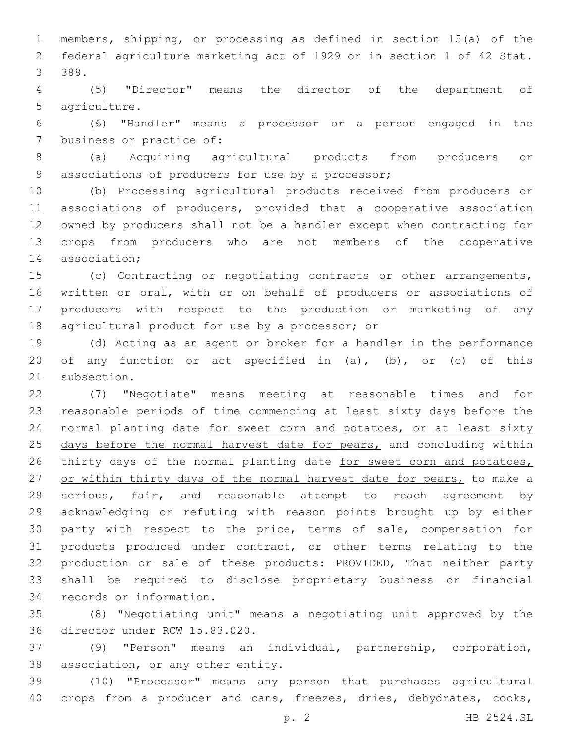members, shipping, or processing as defined in section 15(a) of the federal agriculture marketing act of 1929 or in section 1 of 42 Stat. 388.

(5) "Director" means the director of the department of agriculture.

(6) "Handler" means a processor or a person engaged in the business or practice of:

(a) Acquiring agricultural products from producers or associations of producers for use by a processor;

(b) Processing agricultural products received from producers or associations of producers, provided that a cooperative association owned by producers shall not be a handler except when contracting for crops from producers who are not members of the cooperative association;

(c) Contracting or negotiating contracts or other arrangements, written or oral, with or on behalf of producers or associations of producers with respect to the production or marketing of any agricultural product for use by a processor; or

(d) Acting as an agent or broker for a handler in the performance of any function or act specified in (a), (b), or (c) of this subsection.

(7) "Negotiate" means meeting at reasonable times and for reasonable periods of time commencing at least sixty days before the normal planting date <u>for sweet corn and potatoes, or at least sixty days before the normal harvest date for pears,</u> and concluding within thirty days of the normal planting date <u>for sweet corn and potatoes, or within thirty days of the normal harvest date for pears,</u> to make a serious, fair, and reasonable attempt to reach agreement by acknowledging or refuting with reason points brought up by either party with respect to the price, terms of sale, compensation for products produced under contract, or other terms relating to the production or sale of these products: PROVIDED, That neither party shall be required to disclose proprietary business or financial records or information.

(8) "Negotiating unit" means a negotiating unit approved by the director under RCW 15.83.020.

(9) "Person" means an individual, partnership, corporation, association, or any other entity.

(10) "Processor" means any person that purchases agricultural crops from a producer and cans, freezes, dries, dehydrates, cooks,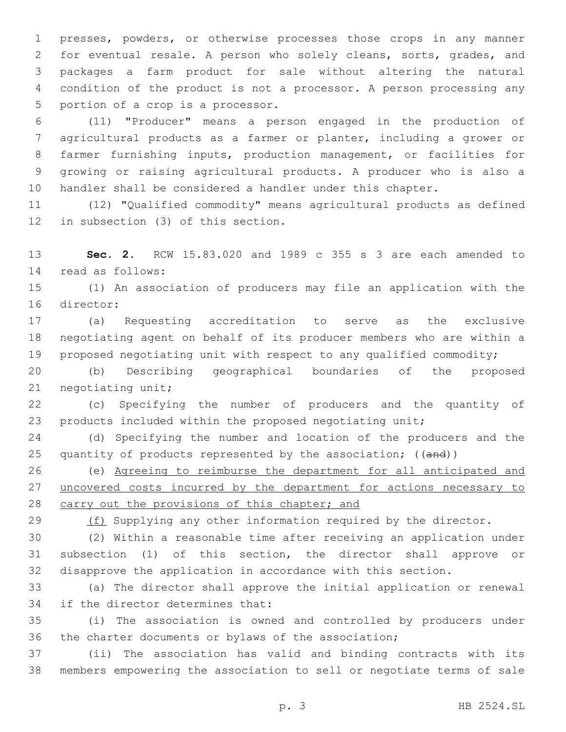presses, powders, or otherwise processes those crops in any manner for eventual resale. A person who solely cleans, sorts, grades, and packages a farm product for sale without altering the natural condition of the product is not a processor. A person processing any portion of a crop is a processor.

(11) "Producer" means a person engaged in the production of agricultural products as a farmer or planter, including a grower or farmer furnishing inputs, production management, or facilities for growing or raising agricultural products. A producer who is also a handler shall be considered a handler under this chapter.

(12) "Qualified commodity" means agricultural products as defined in subsection (3) of this section.

**Sec. 2.** RCW 15.83.020 and 1989 c 355 s 3 are each amended to read as follows:

(1) An association of producers may file an application with the director:

(a) Requesting accreditation to serve as the exclusive negotiating agent on behalf of its producer members who are within a proposed negotiating unit with respect to any qualified commodity;

(b) Describing geographical boundaries of the proposed negotiating unit;

(c) Specifying the number of producers and the quantity of products included within the proposed negotiating unit;

(d) Specifying the number and location of the producers and the quantity of products represented by the association; ((~~and~~))

(e) <u>Agreeing to reimburse the department for all anticipated and uncovered costs incurred by the department for actions necessary to carry out the provisions of this chapter; and</u>

<u>(f)</u> Supplying any other information required by the director.

(2) Within a reasonable time after receiving an application under subsection (1) of this section, the director shall approve or disapprove the application in accordance with this section.

(a) The director shall approve the initial application or renewal if the director determines that:

(i) The association is owned and controlled by producers under the charter documents or bylaws of the association;

(ii) The association has valid and binding contracts with its members empowering the association to sell or negotiate terms of sale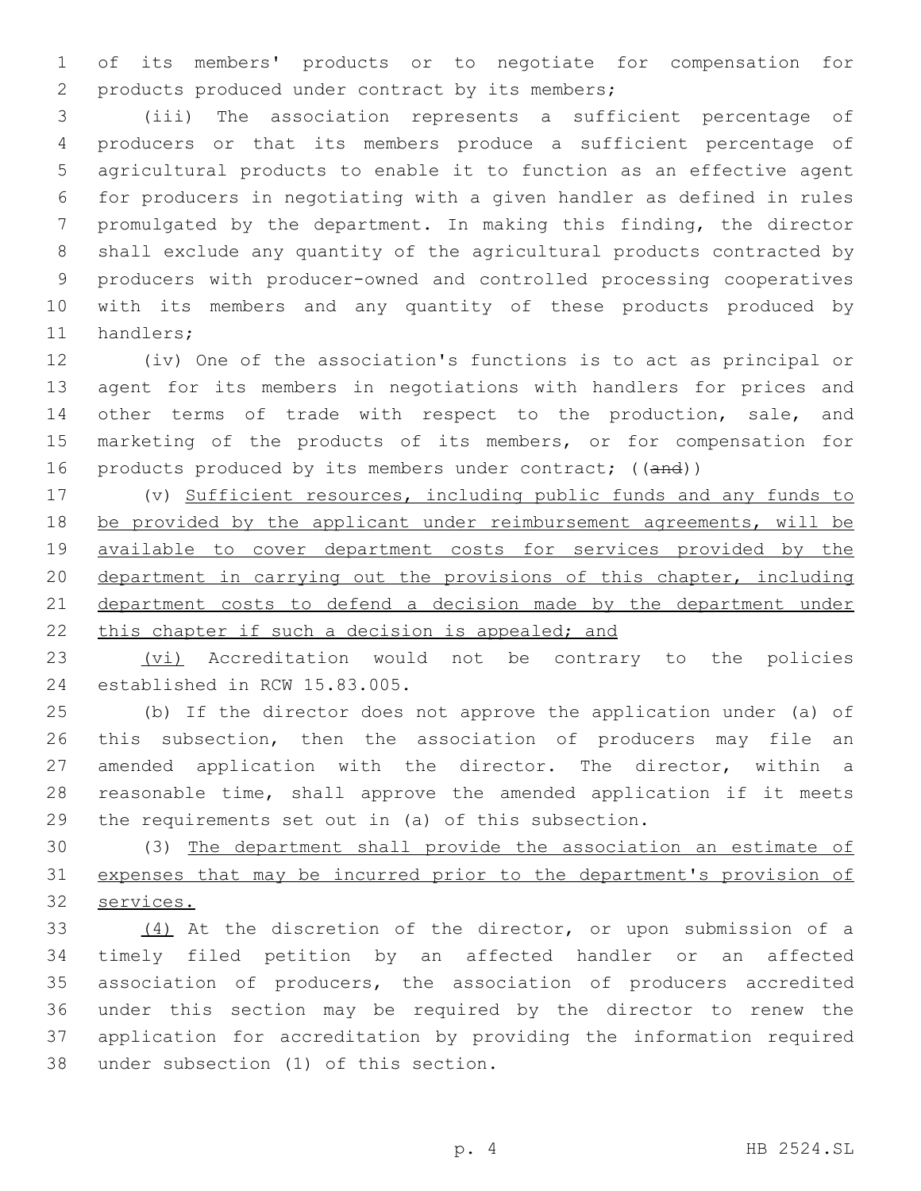of its members' products or to negotiate for compensation for products produced under contract by its members;

(iii) The association represents a sufficient percentage of producers or that its members produce a sufficient percentage of agricultural products to enable it to function as an effective agent for producers in negotiating with a given handler as defined in rules promulgated by the department. In making this finding, the director shall exclude any quantity of the agricultural products contracted by producers with producer-owned and controlled processing cooperatives with its members and any quantity of these products produced by handlers;

(iv) One of the association's functions is to act as principal or agent for its members in negotiations with handlers for prices and other terms of trade with respect to the production, sale, and marketing of the products of its members, or for compensation for products produced by its members under contract; ((~~and~~))

(v) <u>Sufficient resources, including public funds and any funds to be provided by the applicant under reimbursement agreements, will be available to cover department costs for services provided by the department in carrying out the provisions of this chapter, including department costs to defend a decision made by the department under this chapter if such a decision is appealed; and</u>

<u>(vi)</u> Accreditation would not be contrary to the policies established in RCW 15.83.005.

(b) If the director does not approve the application under (a) of this subsection, then the association of producers may file an amended application with the director. The director, within a reasonable time, shall approve the amended application if it meets the requirements set out in (a) of this subsection.

(3) <u>The department shall provide the association an estimate of expenses that may be incurred prior to the department's provision of services.</u>

<u>(4)</u> At the discretion of the director, or upon submission of a timely filed petition by an affected handler or an affected association of producers, the association of producers accredited under this section may be required by the director to renew the application for accreditation by providing the information required under subsection (1) of this section.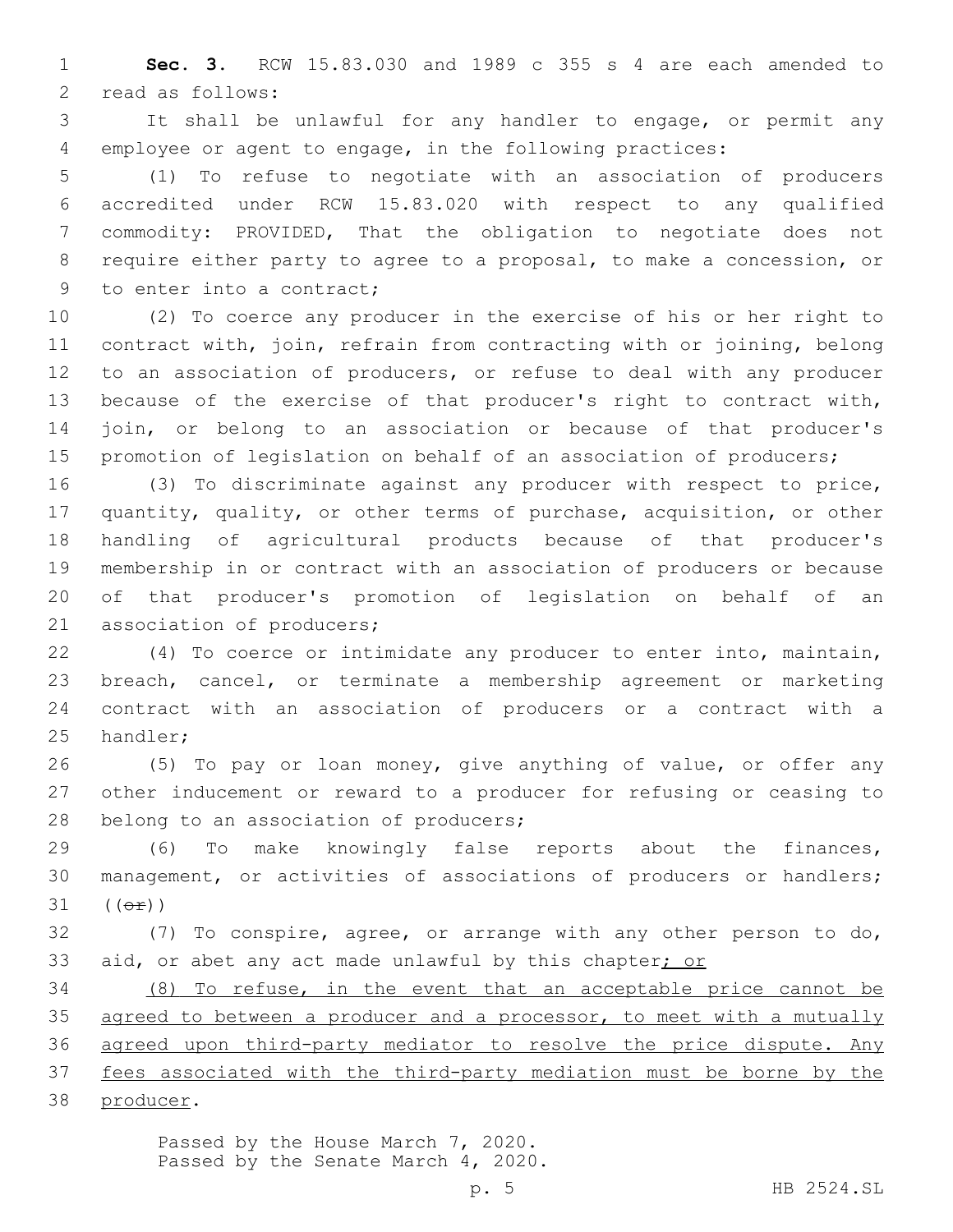**Sec. 3.** RCW 15.83.030 and 1989 c 355 s 4 are each amended to read as follows:

It shall be unlawful for any handler to engage, or permit any employee or agent to engage, in the following practices:

(1) To refuse to negotiate with an association of producers accredited under RCW 15.83.020 with respect to any qualified commodity: PROVIDED, That the obligation to negotiate does not require either party to agree to a proposal, to make a concession, or to enter into a contract;

(2) To coerce any producer in the exercise of his or her right to contract with, join, refrain from contracting with or joining, belong to an association of producers, or refuse to deal with any producer because of the exercise of that producer's right to contract with, join, or belong to an association or because of that producer's promotion of legislation on behalf of an association of producers;

(3) To discriminate against any producer with respect to price, quantity, quality, or other terms of purchase, acquisition, or other handling of agricultural products because of that producer's membership in or contract with an association of producers or because of that producer's promotion of legislation on behalf of an association of producers;

(4) To coerce or intimidate any producer to enter into, maintain, breach, cancel, or terminate a membership agreement or marketing contract with an association of producers or a contract with a handler;

(5) To pay or loan money, give anything of value, or offer any other inducement or reward to a producer for refusing or ceasing to belong to an association of producers;

(6) To make knowingly false reports about the finances, management, or activities of associations of producers or handlers; ((~~or~~))

(7) To conspire, agree, or arrange with any other person to do, aid, or abet any act made unlawful by this chapter; or

(8) To refuse, in the event that an acceptable price cannot be agreed to between a producer and a processor, to meet with a mutually agreed upon third-party mediator to resolve the price dispute. Any fees associated with the third-party mediation must be borne by the producer.

Passed by the House March 7, 2020.
Passed by the Senate March 4, 2020.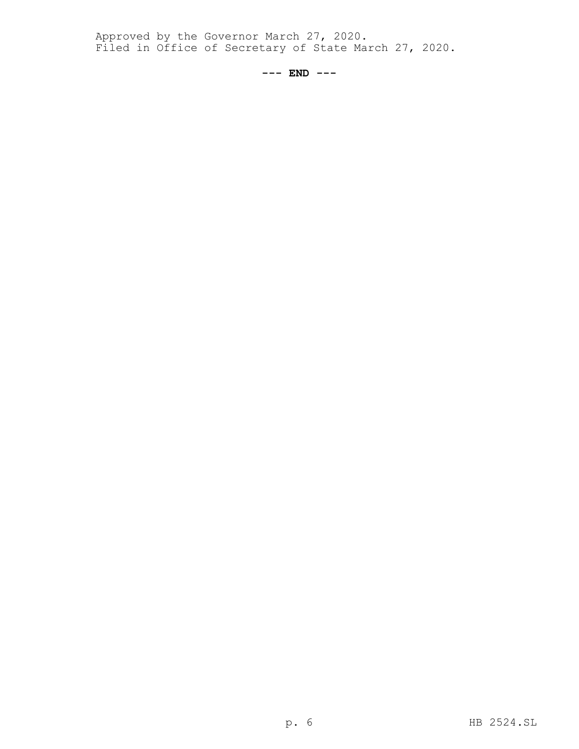Approved by the Governor March 27, 2020.
Filed in Office of Secretary of State March 27, 2020.

**--- END ---**